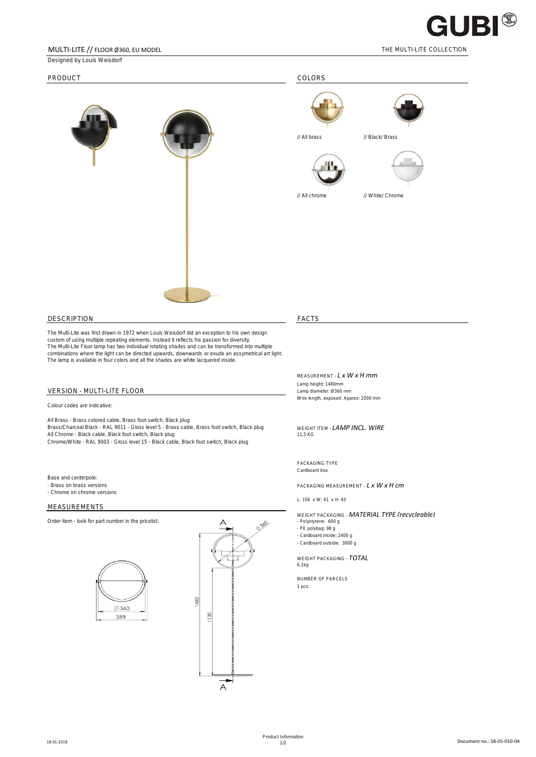# MULTI-LITE // FLOOR Ø360, EU MODEL

THE MULTI-LITE COLLECTION

Designed by Louis Weisdorf

## PRODUCT

## COLORS

// All brass

// Black/ Brass

// All chrome

// White/ Chrome

## DESCRIPTION

The Multi-Lite was first drawn in 1972 when Louis Weisdorf did an exception to his own design custom of using multiple repeating elements. Instead it reflects his passion for diversity.
The Multi-Lite Floor lamp has two individual rotating shades and can be transformed into multiple combinations where the light can be directed upwards, downwards or exude an assymetrical art light.
The lamp is available in four colors and all the shades are white lacquered inside.

## VERSION - MULTI-LITE FLOOR

Colour codes are indicative:

All Brass - Brass colored cable, Brass foot switch, Black plug
Brass/Charcoal Black - RAL 9011 - Gloss level 5 - Brass cable, Brass foot switch, Black plug
All Chrome - Black cable, Black foot switch, Black plug
Chrome/White - RAL 9003 - Gloss level 15 - Black cable, Black foot switch, Black plug

Base and centerpole:
- Brass on brass versions
- Chrome on chrome versions

## MEASUREMENTS

Order item - look for part number in the pricelist.

Ø360
389

1480
1120
Ø360

## FACTS

MEASUREMENT - *L x W x H mm*
Lamp height: 1480mm
Lamp diameter: Ø360 mm
Wire length, exposed: Approx: 2000 mm

WEIGHT ITEM - *LAMP INCL. WIRE*
11,5 KG

PACKAGING TYPE
Cardboard box

PACKAGING MEASUREMENT - *L x W x H cm*

L: 156 x W: 41 x H: 43

WEIGHT PACKAGING - *MATERIAL TYPE (recycleable)*
- Polystyrene: 600 g
- PE polybag: 98 g
- Cardboard inside: 2400 g
- Cardboard outside: 3000 g

WEIGHT PACKAGING - *TOTAL*
6,1kg

NUMBER OF PARCELS
1 pcs.

18-01-2018

Product Information

Document no.: 58-05-010-04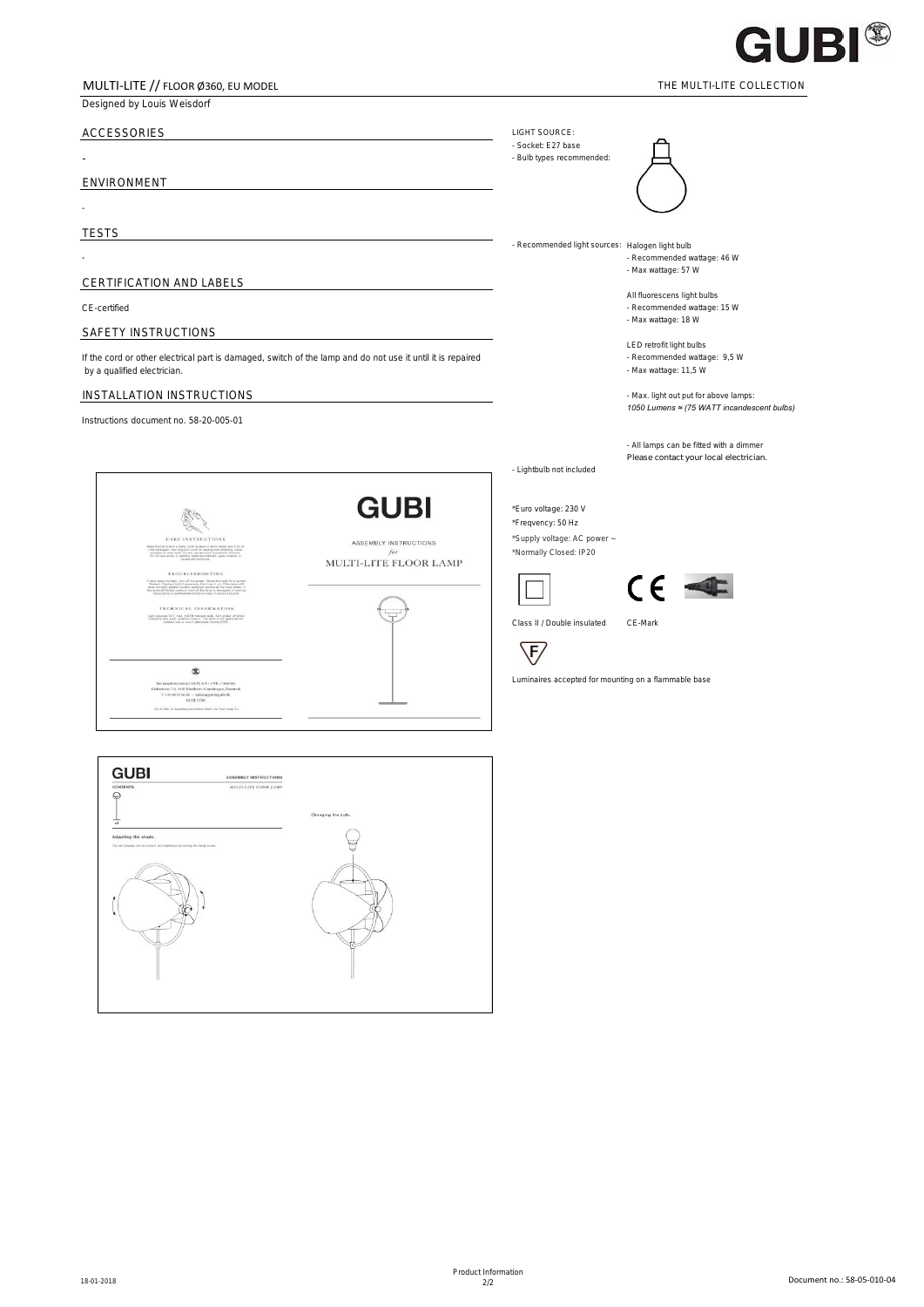# MULTI-LITE // FLOOR Ø360, EU MODEL

THE MULTI-LITE COLLECTION

Designed by Louis Weisdorf

## ACCESSORIES

-

## ENVIRONMENT

-

## TESTS

-

## CERTIFICATION AND LABELS

CE-certified

## SAFETY INSTRUCTIONS

If the cord or other electrical part is damaged, switch of the lamp and do not use it until it is repaired by a qualified electrician.

## INSTALLATION INSTRUCTIONS

Instructions document no. 58-20-005-01

LIGHT SOURCE:
- Socket: E27 base
- Bulb types recommended:

- Recommended light sources: Halogen light bulb
  - Recommended wattage: 46 W
  - Max wattage: 57 W

All fluorescens light bulbs
- Recommended wattage: 15 W
- Max wattage: 18 W

LED retrofit light bulbs
- Recommended wattage: 9,5 W
- Max wattage: 11,5 W

- Max. light out put for above lamps:
*1050 Lumens ≈ (75 WATT incandescent bulbs)*

- All lamps can be fitted with a dimmer
Please contact your local electrician.

- Lightbulb not included

*Euro voltage: 230 V
*Freqvency: 50 Hz
*Supply voltage: AC power ~
*Normally Closed: IP20

Class II / Double insulated

CE-Mark

Luminaires accepted for mounting on a flammable base

18-01-2018

Product Information

Document no.: 58-05-010-04